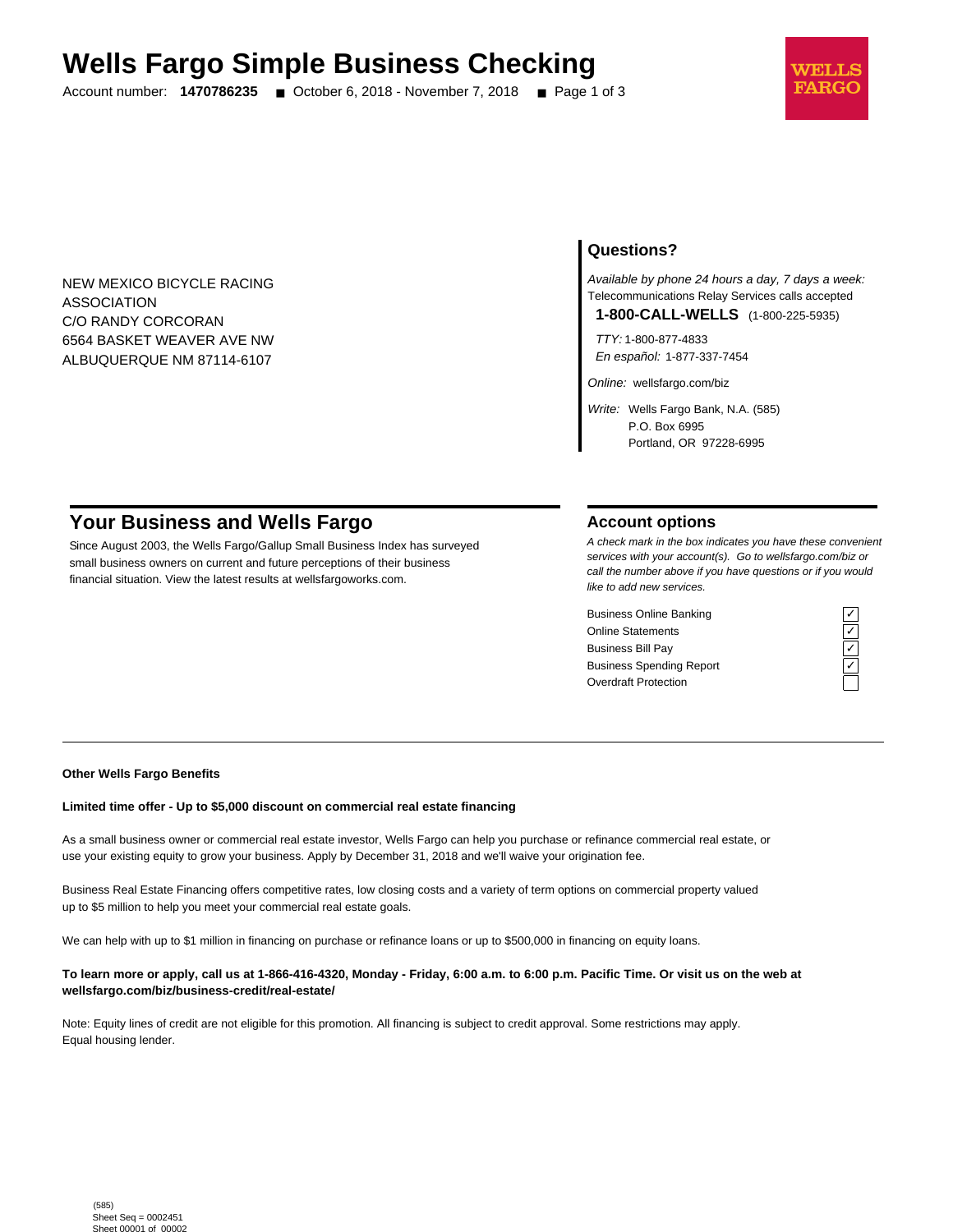# Wells Fargo Simple Business Checking

Account number: **1470786235** ■ October 6, 2018 - November 7, 2018 ■ Page 1 of 3

NEW MEXICO BICYCLE RACING
ASSOCIATION
C/O RANDY CORCORAN
6564 BASKET WEAVER AVE NW
ALBUQUERQUE NM 87114-6107

## Questions?

*Available by phone 24 hours a day, 7 days a week:*
Telecommunications Relay Services calls accepted

**1-800-CALL-WELLS** (1-800-225-5935)

*TTY:* 1-800-877-4833
*En español:* 1-877-337-7454

*Online:* wellsfargo.com/biz

*Write:* Wells Fargo Bank, N.A. (585)
P.O. Box 6995
Portland, OR 97228-6995

## Your Business and Wells Fargo

Since August 2003, the Wells Fargo/Gallup Small Business Index has surveyed small business owners on current and future perceptions of their business financial situation. View the latest results at wellsfargoworks.com.

## Account options

*A check mark in the box indicates you have these convenient services with your account(s). Go to wellsfargo.com/biz or call the number above if you have questions or if you would like to add new services.*

| Service | |
|---|---|
| Business Online Banking | ✓ |
| Online Statements | ✓ |
| Business Bill Pay | ✓ |
| Business Spending Report | ✓ |
| Overdraft Protection | |

**Other Wells Fargo Benefits**

**Limited time offer - Up to $5,000 discount on commercial real estate financing**

As a small business owner or commercial real estate investor, Wells Fargo can help you purchase or refinance commercial real estate, or use your existing equity to grow your business. Apply by December 31, 2018 and we'll waive your origination fee.

Business Real Estate Financing offers competitive rates, low closing costs and a variety of term options on commercial property valued up to $5 million to help you meet your commercial real estate goals.

We can help with up to $1 million in financing on purchase or refinance loans or up to $500,000 in financing on equity loans.

**To learn more or apply, call us at 1-866-416-4320, Monday - Friday, 6:00 a.m. to 6:00 p.m. Pacific Time. Or visit us on the web at wellsfargo.com/biz/business-credit/real-estate/**

Note: Equity lines of credit are not eligible for this promotion. All financing is subject to credit approval. Some restrictions may apply. Equal housing lender.

(585)
Sheet Seq = 0002451
Sheet 00001 of 00002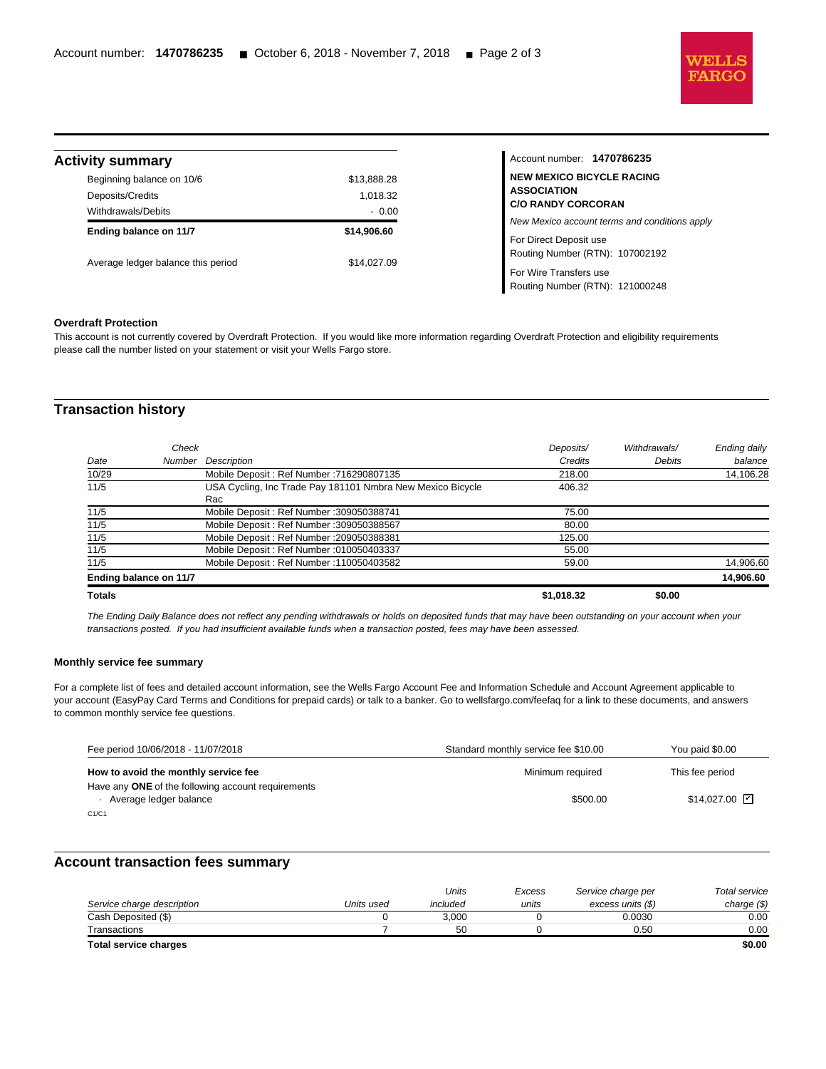## Activity summary

| | |
|---|---|
| Beginning balance on 10/6 | $13,888.28 |
| Deposits/Credits | 1,018.32 |
| Withdrawals/Debits | - 0.00 |
| **Ending balance on 11/7** | **$14,906.60** |
| Average ledger balance this period | $14,027.09 |

Account number: **1470786235**

**NEW MEXICO BICYCLE RACING ASSOCIATION**
**C/O RANDY CORCORAN**

*New Mexico account terms and conditions apply*

For Direct Deposit use
Routing Number (RTN): 107002192

For Wire Transfers use
Routing Number (RTN): 121000248

**Overdraft Protection**

This account is not currently covered by Overdraft Protection. If you would like more information regarding Overdraft Protection and eligibility requirements please call the number listed on your statement or visit your Wells Fargo store.

## Transaction history

| Date | Check Number | Description | Deposits/ Credits | Withdrawals/ Debits | Ending daily balance |
|---|---|---|---|---|---|
| 10/29 | | Mobile Deposit : Ref Number :716290807135 | 218.00 | | 14,106.28 |
| 11/5 | | USA Cycling, Inc Trade Pay 181101 Nmbra New Mexico Bicycle Rac | 406.32 | | |
| 11/5 | | Mobile Deposit : Ref Number :309050388741 | 75.00 | | |
| 11/5 | | Mobile Deposit : Ref Number :309050388567 | 80.00 | | |
| 11/5 | | Mobile Deposit : Ref Number :209050388381 | 125.00 | | |
| 11/5 | | Mobile Deposit : Ref Number :010050403337 | 55.00 | | |
| 11/5 | | Mobile Deposit : Ref Number :110050403582 | 59.00 | | 14,906.60 |
| **Ending balance on 11/7** | | | | | **14,906.60** |
| **Totals** | | | **$1,018.32** | **$0.00** | |

*The Ending Daily Balance does not reflect any pending withdrawals or holds on deposited funds that may have been outstanding on your account when your transactions posted. If you had insufficient available funds when a transaction posted, fees may have been assessed.*

**Monthly service fee summary**

For a complete list of fees and detailed account information, see the Wells Fargo Account Fee and Information Schedule and Account Agreement applicable to your account (EasyPay Card Terms and Conditions for prepaid cards) or talk to a banker. Go to wellsfargo.com/feefaq for a link to these documents, and answers to common monthly service fee questions.

| Fee period 10/06/2018 - 11/07/2018 | Standard monthly service fee $10.00 | You paid $0.00 |
|---|---|---|
| **How to avoid the monthly service fee** | Minimum required | This fee period |
| Have any **ONE** of the following account requirements | | |
| · Average ledger balance | $500.00 | $14,027.00 ☑ |

C1/C1

## Account transaction fees summary

| Service charge description | Units used | Units included | Excess units | Service charge per excess units ($) | Total service charge ($) |
|---|---|---|---|---|---|
| Cash Deposited ($) | 0 | 3,000 | 0 | 0.0030 | 0.00 |
| Transactions | 7 | 50 | 0 | 0.50 | 0.00 |
| **Total service charges** | | | | | **$0.00** |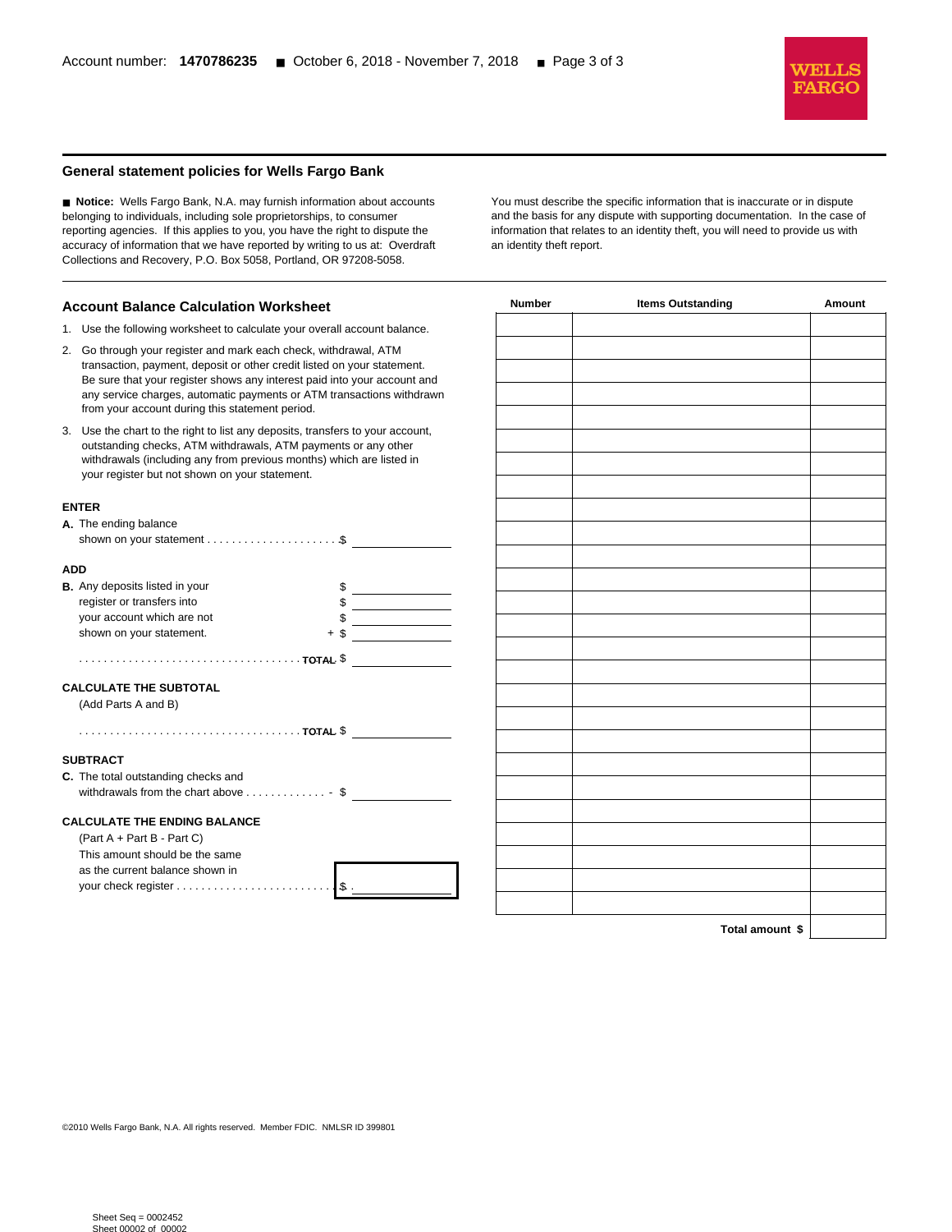## General statement policies for Wells Fargo Bank

■ **Notice:** Wells Fargo Bank, N.A. may furnish information about accounts belonging to individuals, including sole proprietorships, to consumer reporting agencies. If this applies to you, you have the right to dispute the accuracy of information that we have reported by writing to us at: Overdraft Collections and Recovery, P.O. Box 5058, Portland, OR 97208-5058.

You must describe the specific information that is inaccurate or in dispute and the basis for any dispute with supporting documentation. In the case of information that relates to an identity theft, you will need to provide us with an identity theft report.

## Account Balance Calculation Worksheet

1. Use the following worksheet to calculate your overall account balance.
2. Go through your register and mark each check, withdrawal, ATM transaction, payment, deposit or other credit listed on your statement. Be sure that your register shows any interest paid into your account and any service charges, automatic payments or ATM transactions withdrawn from your account during this statement period.
3. Use the chart to the right to list any deposits, transfers to your account, outstanding checks, ATM withdrawals, ATM payments or any other withdrawals (including any from previous months) which are listed in your register but not shown on your statement.

**ENTER**

**A.** The ending balance shown on your statement . . . . . . . . . . . . . . . . . . . . . $ ____________

**ADD**

**B.** Any deposits listed in your register or transfers into your account which are not shown on your statement.

$ ____________
$ ____________
$ ____________
\+ $ ____________

. . . . . . . . . . . . . . . . . . . . . . . . . . . . . . . . . . . **TOTAL** $ ____________

**CALCULATE THE SUBTOTAL**

(Add Parts A and B)

. . . . . . . . . . . . . . . . . . . . . . . . . . . . . . . . . . . **TOTAL** $ ____________

**SUBTRACT**

**C.** The total outstanding checks and withdrawals from the chart above . . . . . . . . . . . . . - $ ____________

**CALCULATE THE ENDING BALANCE**

(Part A + Part B - Part C)
This amount should be the same as the current balance shown in your check register . . . . . . . . . . . . . . . . . . . . . . . . . $ ____________

| Number | Items Outstanding | Amount |
|---|---|---|
| | | |
| | | |
| | | |
| | | |
| | | |
| | | |
| | | |
| | | |
| | | |
| | | |
| | | |
| | | |
| | | |
| | | |
| | | |
| | | |
| | | |
| | | |
| | | |
| | | |
| | | |
| | | |
| | | |
| | | |
| | | |
| | | |
| | | |
| | **Total amount $** | |

©2010 Wells Fargo Bank, N.A. All rights reserved. Member FDIC. NMLSR ID 399801

Sheet Seq = 0002452
Sheet 00002 of 00002